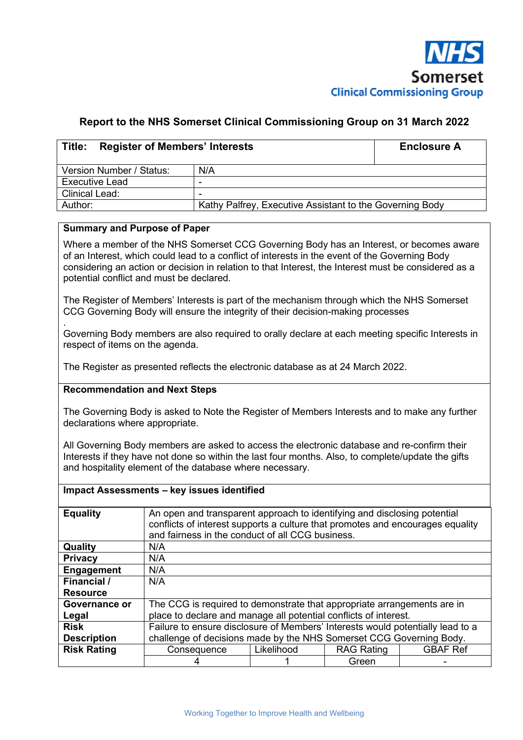NHS
Somerset
Clinical Commissioning Group

## Report to the NHS Somerset Clinical Commissioning Group on 31 March 2022

| **Title: Register of Members' Interests** | | **Enclosure A** |
|---|---|---|
| Version Number / Status: | N/A | |
| Executive Lead | - | |
| Clinical Lead: | - | |
| Author: | Kathy Palfrey, Executive Assistant to the Governing Body | |

**Summary and Purpose of Paper**

Where a member of the NHS Somerset CCG Governing Body has an Interest, or becomes aware of an Interest, which could lead to a conflict of interests in the event of the Governing Body considering an action or decision in relation to that Interest, the Interest must be considered as a potential conflict and must be declared.

The Register of Members' Interests is part of the mechanism through which the NHS Somerset CCG Governing Body will ensure the integrity of their decision-making processes

.

Governing Body members are also required to orally declare at each meeting specific Interests in respect of items on the agenda.

The Register as presented reflects the electronic database as at 24 March 2022.

**Recommendation and Next Steps**

The Governing Body is asked to Note the Register of Members Interests and to make any further declarations where appropriate.

All Governing Body members are asked to access the electronic database and re-confirm their Interests if they have not done so within the last four months. Also, to complete/update the gifts and hospitality element of the database where necessary.

**Impact Assessments – key issues identified**

| | | | | |
|---|---|---|---|---|
| **Equality** | An open and transparent approach to identifying and disclosing potential conflicts of interest supports a culture that promotes and encourages equality and fairness in the conduct of all CCG business. | | | |
| **Quality** | N/A | | | |
| **Privacy** | N/A | | | |
| **Engagement** | N/A | | | |
| **Financial / Resource** | N/A | | | |
| **Governance or Legal** | The CCG is required to demonstrate that appropriate arrangements are in place to declare and manage all potential conflicts of interest. | | | |
| **Risk Description** | Failure to ensure disclosure of Members' Interests would potentially lead to a challenge of decisions made by the NHS Somerset CCG Governing Body. | | | |
| **Risk Rating** | Consequence | Likelihood | RAG Rating | GBAF Ref |
| | 4 | 1 | Green | - |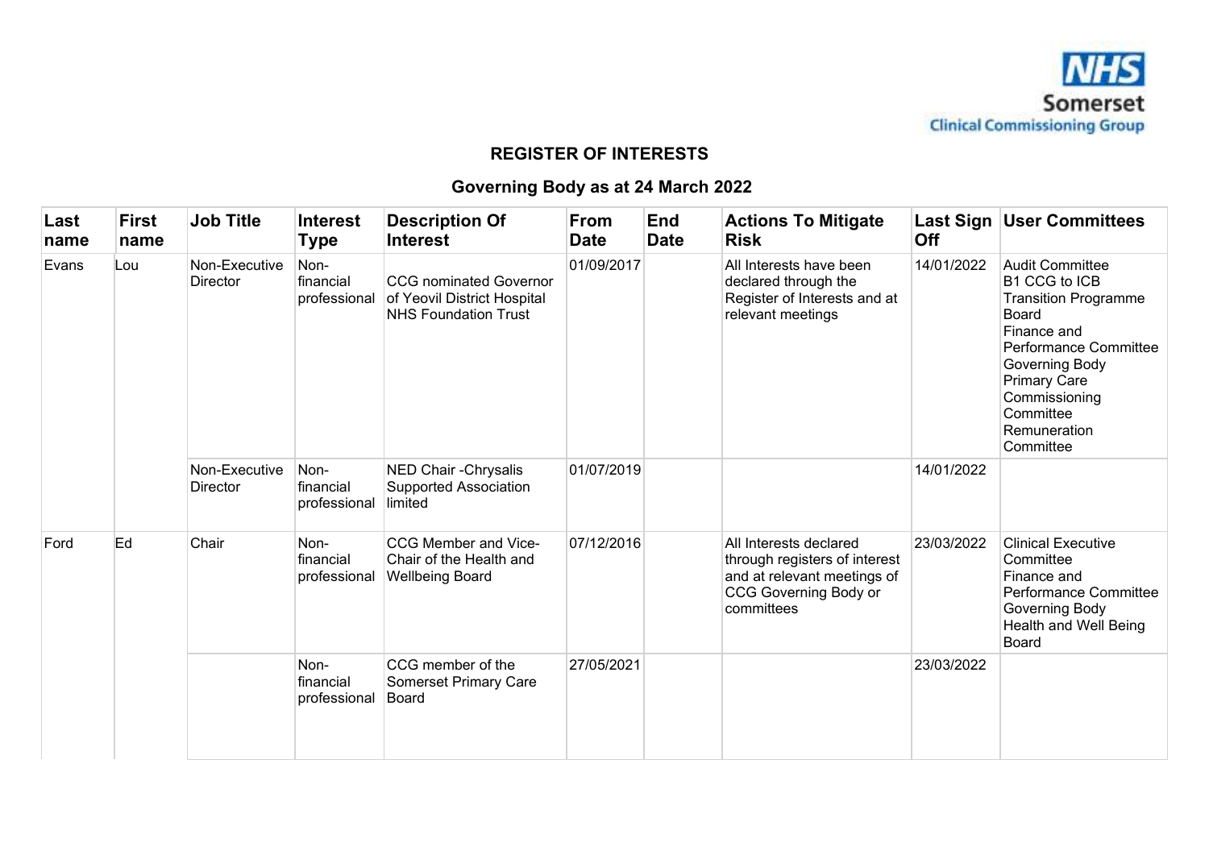## REGISTER OF INTERESTS

## Governing Body as at 24 March 2022

| Last name | First name | Job Title | Interest Type | Description Of Interest | From Date | End Date | Actions To Mitigate Risk | Last Sign Off | User Committees |
|---|---|---|---|---|---|---|---|---|---|
| Evans | Lou | Non-Executive Director | Non-financial professional | CCG nominated Governor of Yeovil District Hospital NHS Foundation Trust | 01/09/2017 | | All Interests have been declared through the Register of Interests and at relevant meetings | 14/01/2022 | Audit Committee<br>B1 CCG to ICB Transition Programme Board<br>Finance and Performance Committee<br>Governing Body<br>Primary Care Commissioning Committee<br>Remuneration Committee |
| | | Non-Executive Director | Non-financial professional | NED Chair -Chrysalis Supported Association limited | 01/07/2019 | | | 14/01/2022 | |
| Ford | Ed | Chair | Non-financial professional | CCG Member and Vice-Chair of the Health and Wellbeing Board | 07/12/2016 | | All Interests declared through registers of interest and at relevant meetings of CCG Governing Body or committees | 23/03/2022 | Clinical Executive Committee<br>Finance and Performance Committee<br>Governing Body<br>Health and Well Being Board |
| | | | Non-financial professional | CCG member of the Somerset Primary Care Board | 27/05/2021 | | | 23/03/2022 | |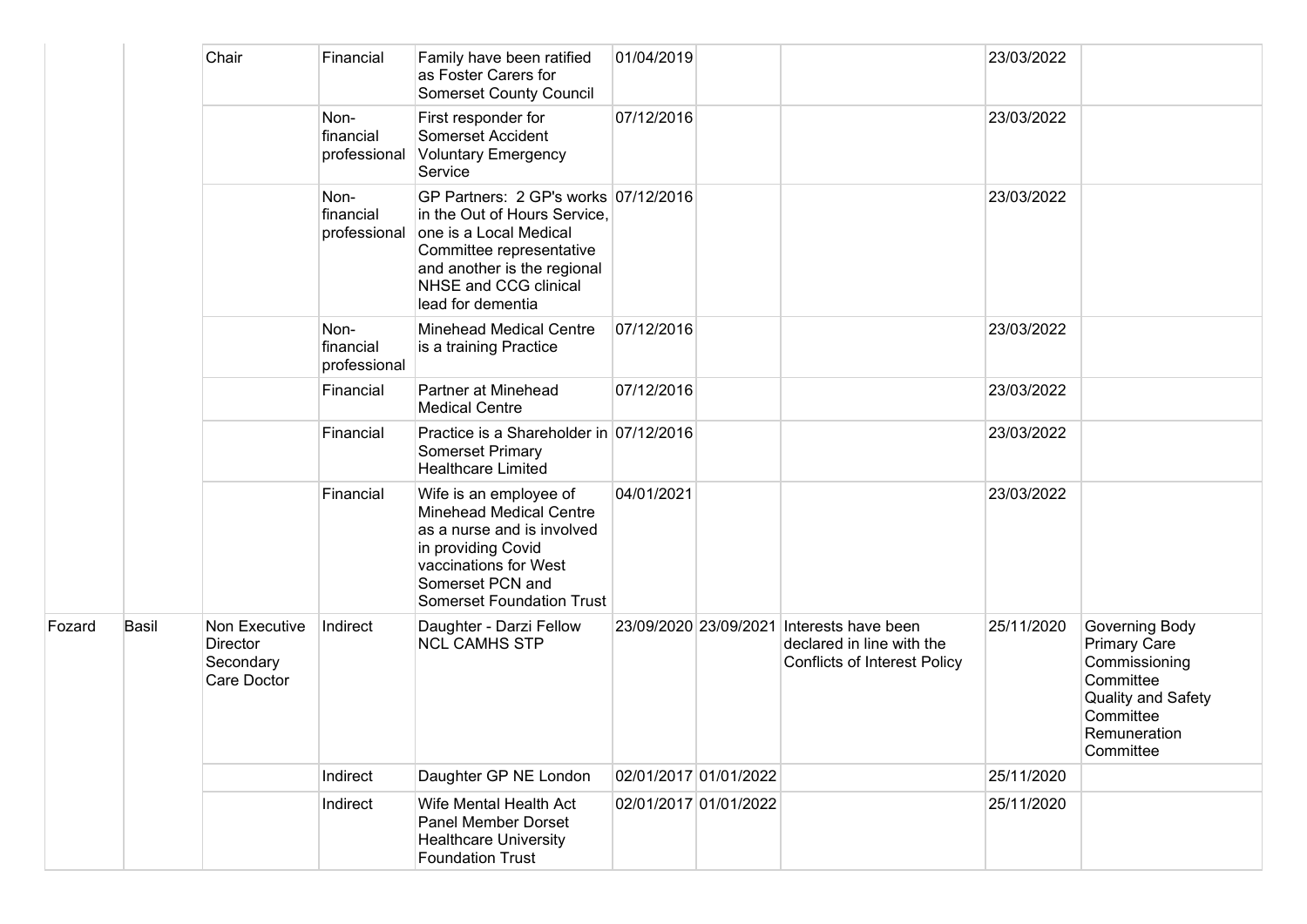| | | | | | | | | | |
|---|---|---|---|---|---|---|---|---|---|
| | | Chair | Financial | Family have been ratified as Foster Carers for Somerset County Council | 01/04/2019 | | | 23/03/2022 | |
| | | | Non-financial professional | First responder for Somerset Accident Voluntary Emergency Service | 07/12/2016 | | | 23/03/2022 | |
| | | | Non-financial professional | GP Partners: 2 GP's works in the Out of Hours Service, one is a Local Medical Committee representative and another is the regional NHSE and CCG clinical lead for dementia | 07/12/2016 | | | 23/03/2022 | |
| | | | Non-financial professional | Minehead Medical Centre is a training Practice | 07/12/2016 | | | 23/03/2022 | |
| | | | Financial | Partner at Minehead Medical Centre | 07/12/2016 | | | 23/03/2022 | |
| | | | Financial | Practice is a Shareholder in Somerset Primary Healthcare Limited | 07/12/2016 | | | 23/03/2022 | |
| | | | Financial | Wife is an employee of Minehead Medical Centre as a nurse and is involved in providing Covid vaccinations for West Somerset PCN and Somerset Foundation Trust | 04/01/2021 | | | 23/03/2022 | |
| Fozard | Basil | Non Executive Director Secondary Care Doctor | Indirect | Daughter - Darzi Fellow NCL CAMHS STP | 23/09/2020 | 23/09/2021 | Interests have been declared in line with the Conflicts of Interest Policy | 25/11/2020 | Governing Body Primary Care Commissioning Committee Quality and Safety Committee Remuneration Committee |
| | | | Indirect | Daughter GP NE London | 02/01/2017 | 01/01/2022 | | 25/11/2020 | |
| | | | Indirect | Wife Mental Health Act Panel Member Dorset Healthcare University Foundation Trust | 02/01/2017 | 01/01/2022 | | 25/11/2020 | |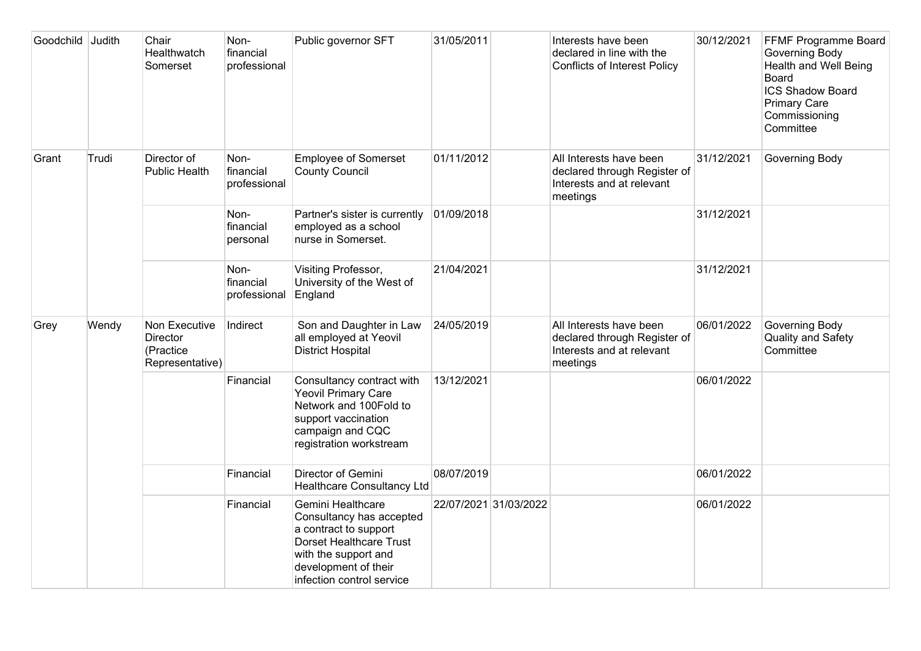| Goodchild | Judith | Chair Healthwatch Somerset | Non-financial professional | Public governor SFT | 31/05/2011 | | Interests have been declared in line with the Conflicts of Interest Policy | 30/12/2021 | FFMF Programme Board<br>Governing Body<br>Health and Well Being Board<br>ICS Shadow Board<br>Primary Care Commissioning Committee |
|---|---|---|---|---|---|---|---|---|---|
| Grant | Trudi | Director of Public Health | Non-financial professional | Employee of Somerset County Council | 01/11/2012 | | All Interests have been declared through Register of Interests and at relevant meetings | 31/12/2021 | Governing Body |
| | | | Non-financial personal | Partner's sister is currently employed as a school nurse in Somerset. | 01/09/2018 | | | 31/12/2021 | |
| | | | Non-financial professional | Visiting Professor, University of the West of England | 21/04/2021 | | | 31/12/2021 | |
| Grey | Wendy | Non Executive Director (Practice Representative) | Indirect | Son and Daughter in Law all employed at Yeovil District Hospital | 24/05/2019 | | All Interests have been declared through Register of Interests and at relevant meetings | 06/01/2022 | Governing Body<br>Quality and Safety Committee |
| | | | Financial | Consultancy contract with Yeovil Primary Care Network and 100Fold to support vaccination campaign and CQC registration workstream | 13/12/2021 | | | 06/01/2022 | |
| | | | Financial | Director of Gemini Healthcare Consultancy Ltd | 08/07/2019 | | | 06/01/2022 | |
| | | | Financial | Gemini Healthcare Consultancy has accepted a contract to support Dorset Healthcare Trust with the support and development of their infection control service | 22/07/2021 | 31/03/2022 | | 06/01/2022 | |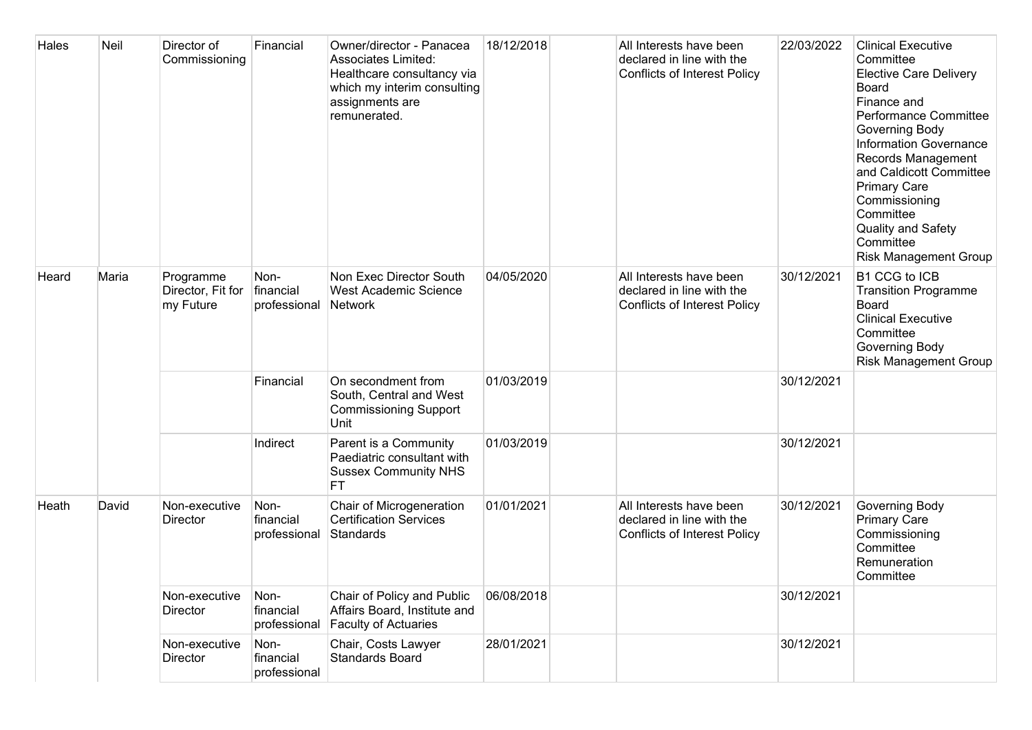| Hales | Neil | Director of Commissioning | Financial | Owner/director - Panacea Associates Limited: Healthcare consultancy via which my interim consulting assignments are remunerated. | 18/12/2018 | | All Interests have been declared in line with the Conflicts of Interest Policy | 22/03/2022 | Clinical Executive Committee<br>Elective Care Delivery Board<br>Finance and Performance Committee<br>Governing Body<br>Information Governance Records Management and Caldicott Committee<br>Primary Care Commissioning Committee<br>Quality and Safety Committee<br>Risk Management Group |
|---|---|---|---|---|---|---|---|---|---|
| Heard | Maria | Programme Director, Fit for my Future | Non-financial professional | Non Exec Director South West Academic Science Network | 04/05/2020 | | All Interests have been declared in line with the Conflicts of Interest Policy | 30/12/2021 | B1 CCG to ICB Transition Programme Board<br>Clinical Executive Committee<br>Governing Body<br>Risk Management Group |
| | | | Financial | On secondment from South, Central and West Commissioning Support Unit | 01/03/2019 | | | 30/12/2021 | |
| | | | Indirect | Parent is a Community Paediatric consultant with Sussex Community NHS FT | 01/03/2019 | | | 30/12/2021 | |
| Heath | David | Non-executive Director | Non-financial professional | Chair of Microgeneration Certification Services Standards | 01/01/2021 | | All Interests have been declared in line with the Conflicts of Interest Policy | 30/12/2021 | Governing Body<br>Primary Care Commissioning Committee<br>Remuneration Committee |
| | | Non-executive Director | Non-financial professional | Chair of Policy and Public Affairs Board, Institute and Faculty of Actuaries | 06/08/2018 | | | 30/12/2021 | |
| | | Non-executive Director | Non-financial professional | Chair, Costs Lawyer Standards Board | 28/01/2021 | | | 30/12/2021 | |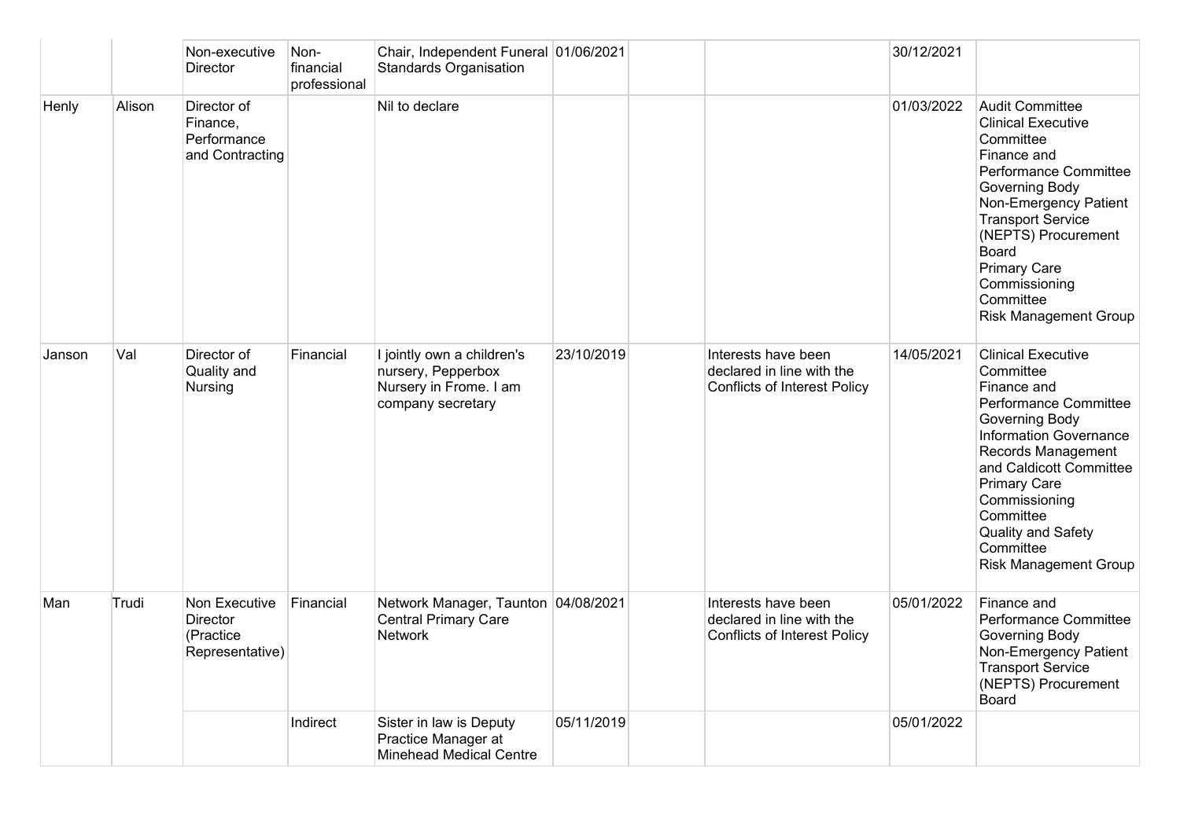| | | Non-executive Director | Non-financial professional | Chair, Independent Funeral Standards Organisation | 01/06/2021 | | | 30/12/2021 | |
|---|---|---|---|---|---|---|---|---|---|
| Henly | Alison | Director of Finance, Performance and Contracting | | Nil to declare | | | | 01/03/2022 | Audit Committee<br>Clinical Executive Committee<br>Finance and Performance Committee<br>Governing Body<br>Non-Emergency Patient Transport Service (NEPTS) Procurement Board<br>Primary Care Commissioning Committee<br>Risk Management Group |
| Janson | Val | Director of Quality and Nursing | Financial | I jointly own a children's nursery, Pepperbox Nursery in Frome. I am company secretary | 23/10/2019 | | Interests have been declared in line with the Conflicts of Interest Policy | 14/05/2021 | Clinical Executive Committee<br>Finance and Performance Committee<br>Governing Body<br>Information Governance Records Management and Caldicott Committee<br>Primary Care Commissioning Committee<br>Quality and Safety Committee<br>Risk Management Group |
| Man | Trudi | Non Executive Director (Practice Representative) | Financial | Network Manager, Taunton Central Primary Care Network | 04/08/2021 | | Interests have been declared in line with the Conflicts of Interest Policy | 05/01/2022 | Finance and Performance Committee<br>Governing Body<br>Non-Emergency Patient Transport Service (NEPTS) Procurement Board |
| | | | Indirect | Sister in law is Deputy Practice Manager at Minehead Medical Centre | 05/11/2019 | | | 05/01/2022 | |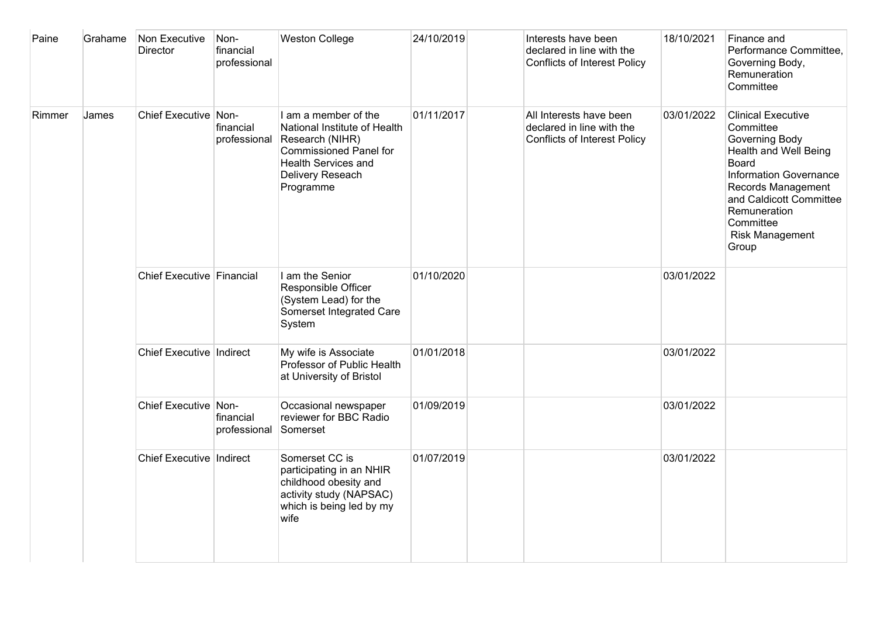| Paine | Grahame | Non Executive Director | Non-financial professional | Weston College | 24/10/2019 | | Interests have been declared in line with the Conflicts of Interest Policy | 18/10/2021 | Finance and Performance Committee, Governing Body, Remuneration Committee |
|---|---|---|---|---|---|---|---|---|---|
| Rimmer | James | Chief Executive | Non-financial professional | I am a member of the National Institute of Health Research (NIHR) Commissioned Panel for Health Services and Delivery Reseach Programme | 01/11/2017 | | All Interests have been declared in line with the Conflicts of Interest Policy | 03/01/2022 | Clinical Executive Committee<br>Governing Body<br>Health and Well Being Board<br>Information Governance Records Management and Caldicott Committee<br>Remuneration Committee<br>Risk Management Group |
| | | Chief Executive | Financial | I am the Senior Responsible Officer (System Lead) for the Somerset Integrated Care System | 01/10/2020 | | | 03/01/2022 | |
| | | Chief Executive | Indirect | My wife is Associate Professor of Public Health at University of Bristol | 01/01/2018 | | | 03/01/2022 | |
| | | Chief Executive | Non-financial professional | Occasional newspaper reviewer for BBC Radio Somerset | 01/09/2019 | | | 03/01/2022 | |
| | | Chief Executive | Indirect | Somerset CC is participating in an NHIR childhood obesity and activity study (NAPSAC) which is being led by my wife | 01/07/2019 | | | 03/01/2022 | |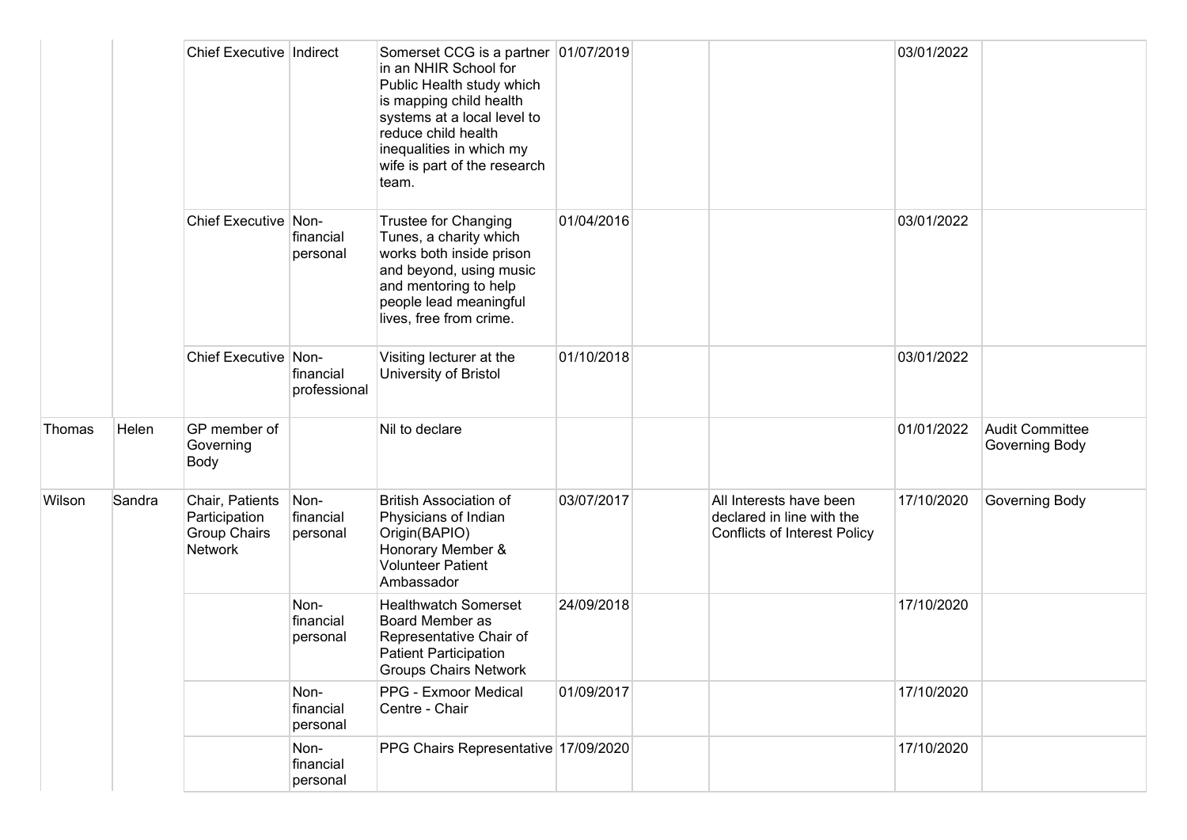| | | | | | | | | | |
|---|---|---|---|---|---|---|---|---|---|
| | | Chief Executive | Indirect | Somerset CCG is a partner in an NHIR School for Public Health study which is mapping child health systems at a local level to reduce child health inequalities in which my wife is part of the research team. | 01/07/2019 | | | 03/01/2022 | |
| | | Chief Executive | Non-financial personal | Trustee for Changing Tunes, a charity which works both inside prison and beyond, using music and mentoring to help people lead meaningful lives, free from crime. | 01/04/2016 | | | 03/01/2022 | |
| | | Chief Executive | Non-financial professional | Visiting lecturer at the University of Bristol | 01/10/2018 | | | 03/01/2022 | |
| Thomas | Helen | GP member of Governing Body | | Nil to declare | | | | 01/01/2022 | Audit Committee Governing Body |
| Wilson | Sandra | Chair, Patients Participation Group Chairs Network | Non-financial personal | British Association of Physicians of Indian Origin(BAPIO) Honorary Member & Volunteer Patient Ambassador | 03/07/2017 | | All Interests have been declared in line with the Conflicts of Interest Policy | 17/10/2020 | Governing Body |
| | | | Non-financial personal | Healthwatch Somerset Board Member as Representative Chair of Patient Participation Groups Chairs Network | 24/09/2018 | | | 17/10/2020 | |
| | | | Non-financial personal | PPG - Exmoor Medical Centre - Chair | 01/09/2017 | | | 17/10/2020 | |
| | | | Non-financial personal | PPG Chairs Representative | 17/09/2020 | | | 17/10/2020 | |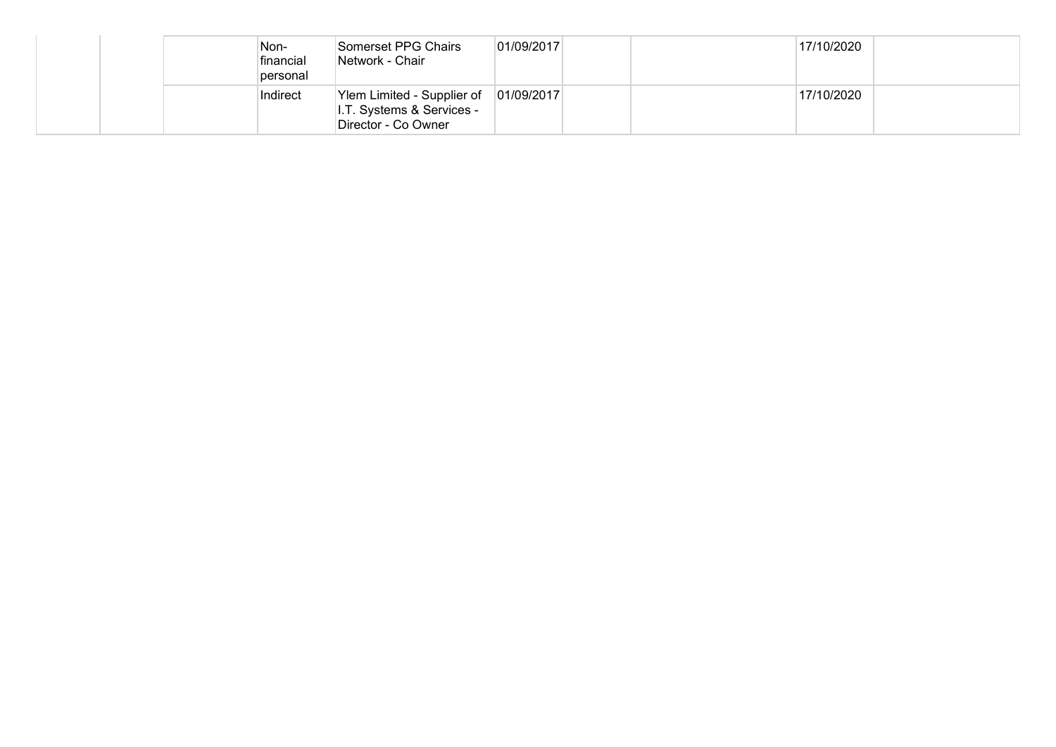| | | | | | | | | | |
|---|---|---|---|---|---|---|---|---|---|
| | | | Non-financial personal | Somerset PPG Chairs Network - Chair | 01/09/2017 | | | 17/10/2020 | |
| | | | Indirect | Ylem Limited - Supplier of I.T. Systems & Services - Director - Co Owner | 01/09/2017 | | | 17/10/2020 | |